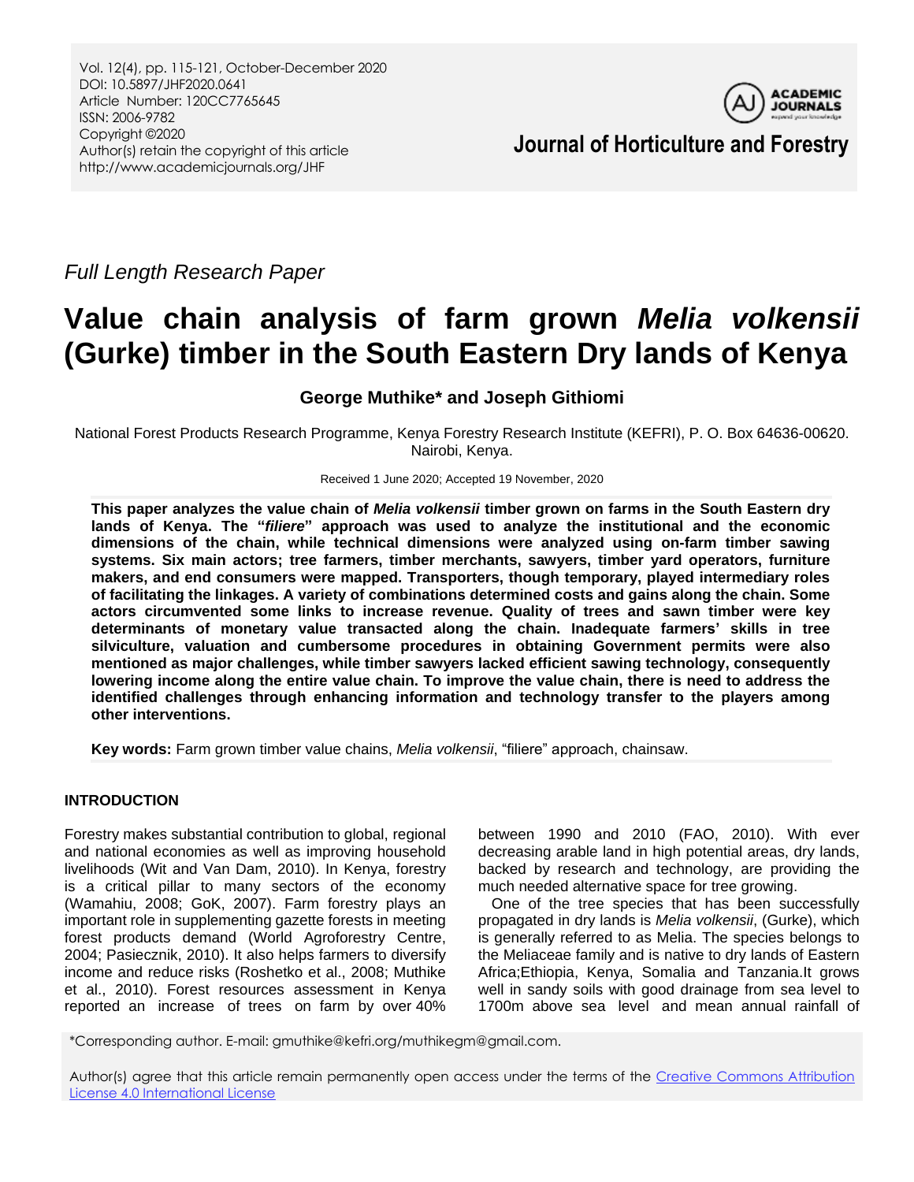*Full Length Research Paper*

# Value chain analysis of farm grown *Melia volkensii* (Gurke) timber in the South Eastern Dry lands of Kenya

**George Muthike\* and Joseph Githiomi**

National Forest Products Research Programme, Kenya Forestry Research Institute (KEFRI), P. O. Box 64636-00620. Nairobi, Kenya.

Received 1 June 2020; Accepted 19 November, 2020

**This paper analyzes the value chain of *Melia volkensii* timber grown on farms in the South Eastern dry lands of Kenya. The "*filiere*" approach was used to analyze the institutional and the economic dimensions of the chain, while technical dimensions were analyzed using on-farm timber sawing systems. Six main actors; tree farmers, timber merchants, sawyers, timber yard operators, furniture makers, and end consumers were mapped. Transporters, though temporary, played intermediary roles of facilitating the linkages. A variety of combinations determined costs and gains along the chain. Some actors circumvented some links to increase revenue. Quality of trees and sawn timber were key determinants of monetary value transacted along the chain. Inadequate farmers' skills in tree silviculture, valuation and cumbersome procedures in obtaining Government permits were also mentioned as major challenges, while timber sawyers lacked efficient sawing technology, consequently lowering income along the entire value chain. To improve the value chain, there is need to address the identified challenges through enhancing information and technology transfer to the players among other interventions.**

**Key words:** Farm grown timber value chains, *Melia volkensii*, "filiere" approach, chainsaw.

## INTRODUCTION

Forestry makes substantial contribution to global, regional and national economies as well as improving household livelihoods (Wit and Van Dam, 2010). In Kenya, forestry is a critical pillar to many sectors of the economy (Wamahiu, 2008; GoK, 2007). Farm forestry plays an important role in supplementing gazette forests in meeting forest products demand (World Agroforestry Centre, 2004; Pasiecznik, 2010). It also helps farmers to diversify income and reduce risks (Roshetko et al., 2008; Muthike et al., 2010). Forest resources assessment in Kenya reported an increase of trees on farm by over 40% between 1990 and 2010 (FAO, 2010). With ever decreasing arable land in high potential areas, dry lands, backed by research and technology, are providing the much needed alternative space for tree growing.

One of the tree species that has been successfully propagated in dry lands is *Melia volkensii*, (Gurke), which is generally referred to as Melia. The species belongs to the Meliaceae family and is native to dry lands of Eastern Africa;Ethiopia, Kenya, Somalia and Tanzania.It grows well in sandy soils with good drainage from sea level to 1700m above sea level and mean annual rainfall of

\*Corresponding author. E-mail: gmuthike@kefri.org/muthikegm@gmail.com.

Author(s) agree that this article remain permanently open access under the terms of the Creative Commons Attribution License 4.0 International License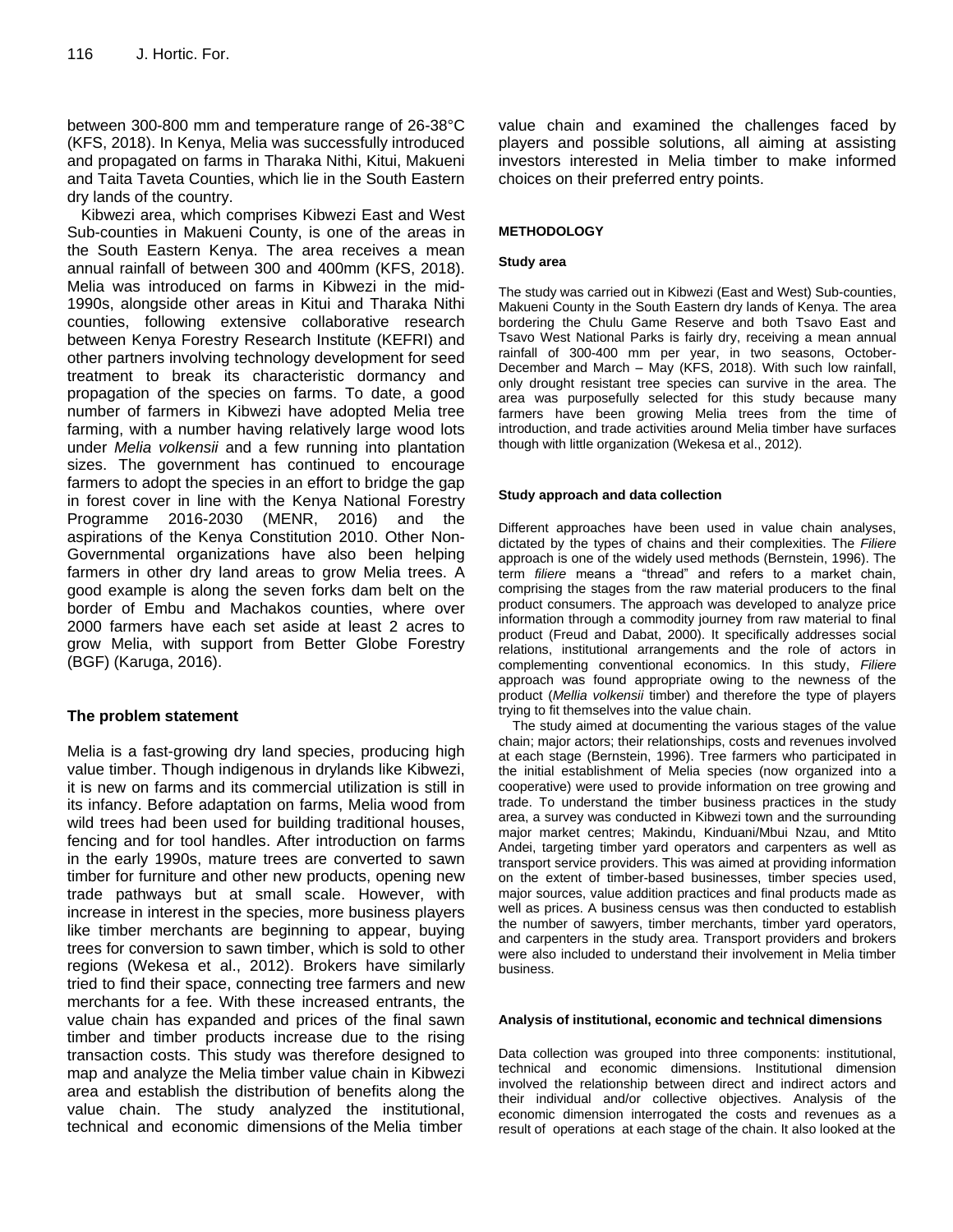between 300-800 mm and temperature range of 26-38°C (KFS, 2018). In Kenya, Melia was successfully introduced and propagated on farms in Tharaka Nithi, Kitui, Makueni and Taita Taveta Counties, which lie in the South Eastern dry lands of the country.

Kibwezi area, which comprises Kibwezi East and West Sub-counties in Makueni County, is one of the areas in the South Eastern Kenya. The area receives a mean annual rainfall of between 300 and 400mm (KFS, 2018). Melia was introduced on farms in Kibwezi in the mid-1990s, alongside other areas in Kitui and Tharaka Nithi counties, following extensive collaborative research between Kenya Forestry Research Institute (KEFRI) and other partners involving technology development for seed treatment to break its characteristic dormancy and propagation of the species on farms. To date, a good number of farmers in Kibwezi have adopted Melia tree farming, with a number having relatively large wood lots under *Melia volkensii* and a few running into plantation sizes. The government has continued to encourage farmers to adopt the species in an effort to bridge the gap in forest cover in line with the Kenya National Forestry Programme 2016-2030 (MENR, 2016) and the aspirations of the Kenya Constitution 2010. Other Non-Governmental organizations have also been helping farmers in other dry land areas to grow Melia trees. A good example is along the seven forks dam belt on the border of Embu and Machakos counties, where over 2000 farmers have each set aside at least 2 acres to grow Melia, with support from Better Globe Forestry (BGF) (Karuga, 2016).

## The problem statement

Melia is a fast-growing dry land species, producing high value timber. Though indigenous in drylands like Kibwezi, it is new on farms and its commercial utilization is still in its infancy. Before adaptation on farms, Melia wood from wild trees had been used for building traditional houses, fencing and for tool handles. After introduction on farms in the early 1990s, mature trees are converted to sawn timber for furniture and other new products, opening new trade pathways but at small scale. However, with increase in interest in the species, more business players like timber merchants are beginning to appear, buying trees for conversion to sawn timber, which is sold to other regions (Wekesa et al., 2012). Brokers have similarly tried to find their space, connecting tree farmers and new merchants for a fee. With these increased entrants, the value chain has expanded and prices of the final sawn timber and timber products increase due to the rising transaction costs. This study was therefore designed to map and analyze the Melia timber value chain in Kibwezi area and establish the distribution of benefits along the value chain. The study analyzed the institutional, technical and economic dimensions of the Melia timber value chain and examined the challenges faced by players and possible solutions, all aiming at assisting investors interested in Melia timber to make informed choices on their preferred entry points.

## METHODOLOGY

### Study area

The study was carried out in Kibwezi (East and West) Sub-counties, Makueni County in the South Eastern dry lands of Kenya. The area bordering the Chulu Game Reserve and both Tsavo East and Tsavo West National Parks is fairly dry, receiving a mean annual rainfall of 300-400 mm per year, in two seasons, October-December and March – May (KFS, 2018). With such low rainfall, only drought resistant tree species can survive in the area. The area was purposefully selected for this study because many farmers have been growing Melia trees from the time of introduction, and trade activities around Melia timber have surfaces though with little organization (Wekesa et al., 2012).

### Study approach and data collection

Different approaches have been used in value chain analyses, dictated by the types of chains and their complexities. The *Filiere* approach is one of the widely used methods (Bernstein, 1996). The term *filiere* means a "thread" and refers to a market chain, comprising the stages from the raw material producers to the final product consumers. The approach was developed to analyze price information through a commodity journey from raw material to final product (Freud and Dabat, 2000). It specifically addresses social relations, institutional arrangements and the role of actors in complementing conventional economics. In this study, *Filiere* approach was found appropriate owing to the newness of the product (*Mellia volkensii* timber) and therefore the type of players trying to fit themselves into the value chain.

The study aimed at documenting the various stages of the value chain; major actors; their relationships, costs and revenues involved at each stage (Bernstein, 1996). Tree farmers who participated in the initial establishment of Melia species (now organized into a cooperative) were used to provide information on tree growing and trade. To understand the timber business practices in the study area, a survey was conducted in Kibwezi town and the surrounding major market centres; Makindu, Kinduani/Mbui Nzau, and Mtito Andei, targeting timber yard operators and carpenters as well as transport service providers. This was aimed at providing information on the extent of timber-based businesses, timber species used, major sources, value addition practices and final products made as well as prices. A business census was then conducted to establish the number of sawyers, timber merchants, timber yard operators, and carpenters in the study area. Transport providers and brokers were also included to understand their involvement in Melia timber business.

### Analysis of institutional, economic and technical dimensions

Data collection was grouped into three components: institutional, technical and economic dimensions. Institutional dimension involved the relationship between direct and indirect actors and their individual and/or collective objectives. Analysis of the economic dimension interrogated the costs and revenues as a result of operations at each stage of the chain. It also looked at the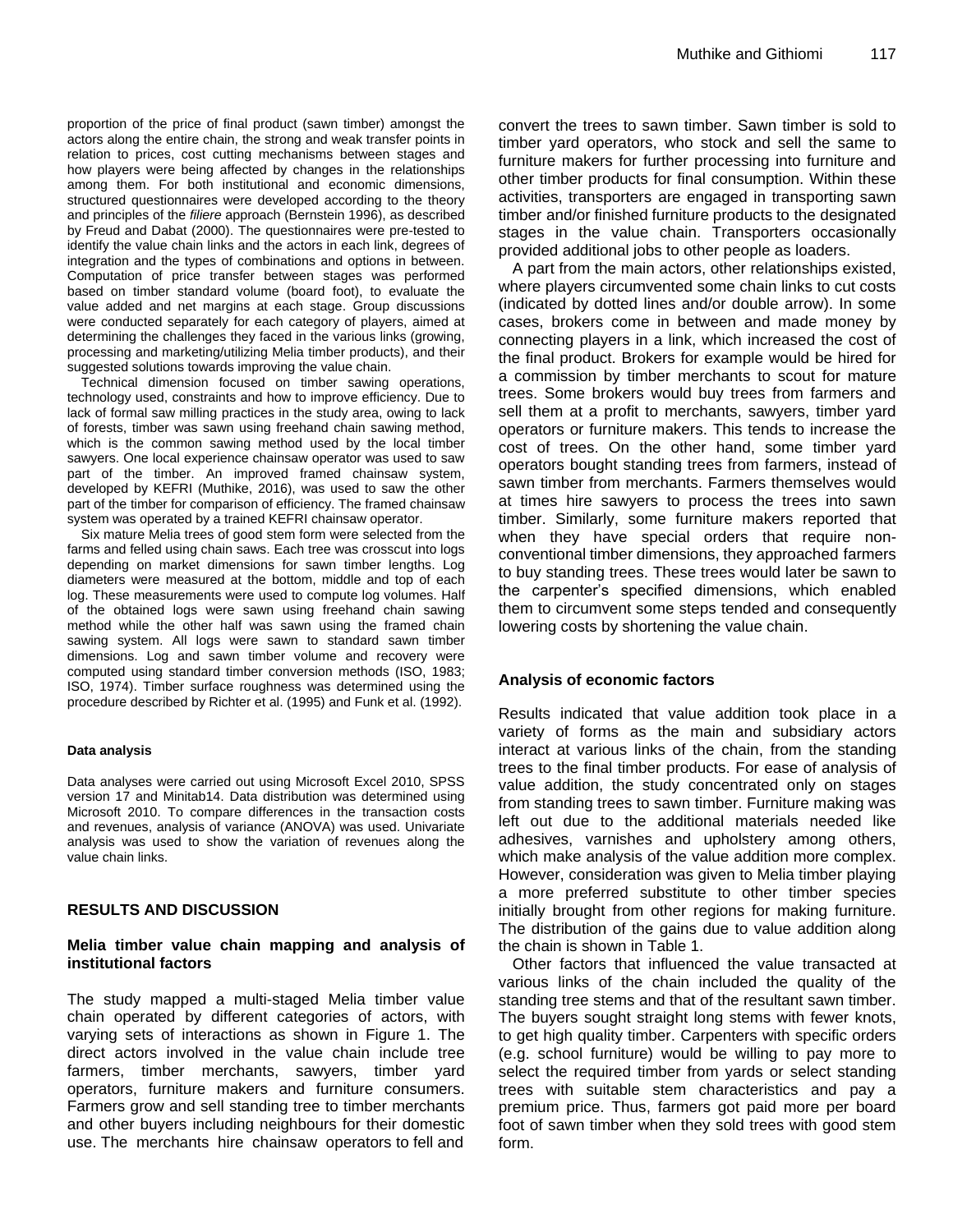proportion of the price of final product (sawn timber) amongst the actors along the entire chain, the strong and weak transfer points in relation to prices, cost cutting mechanisms between stages and how players were being affected by changes in the relationships among them. For both institutional and economic dimensions, structured questionnaires were developed according to the theory and principles of the *filiere* approach (Bernstein 1996), as described by Freud and Dabat (2000). The questionnaires were pre-tested to identify the value chain links and the actors in each link, degrees of integration and the types of combinations and options in between. Computation of price transfer between stages was performed based on timber standard volume (board foot), to evaluate the value added and net margins at each stage. Group discussions were conducted separately for each category of players, aimed at determining the challenges they faced in the various links (growing, processing and marketing/utilizing Melia timber products), and their suggested solutions towards improving the value chain.

Technical dimension focused on timber sawing operations, technology used, constraints and how to improve efficiency. Due to lack of formal saw milling practices in the study area, owing to lack of forests, timber was sawn using freehand chain sawing method, which is the common sawing method used by the local timber sawyers. One local experience chainsaw operator was used to saw part of the timber. An improved framed chainsaw system, developed by KEFRI (Muthike, 2016), was used to saw the other part of the timber for comparison of efficiency. The framed chainsaw system was operated by a trained KEFRI chainsaw operator.

Six mature Melia trees of good stem form were selected from the farms and felled using chain saws. Each tree was crosscut into logs depending on market dimensions for sawn timber lengths. Log diameters were measured at the bottom, middle and top of each log. These measurements were used to compute log volumes. Half of the obtained logs were sawn using freehand chain sawing method while the other half was sawn using the framed chain sawing system. All logs were sawn to standard sawn timber dimensions. Log and sawn timber volume and recovery were computed using standard timber conversion methods (ISO, 1983; ISO, 1974). Timber surface roughness was determined using the procedure described by Richter et al. (1995) and Funk et al. (1992).

#### Data analysis

Data analyses were carried out using Microsoft Excel 2010, SPSS version 17 and Minitab14. Data distribution was determined using Microsoft 2010. To compare differences in the transaction costs and revenues, analysis of variance (ANOVA) was used. Univariate analysis was used to show the variation of revenues along the value chain links.

## RESULTS AND DISCUSSION

### Melia timber value chain mapping and analysis of institutional factors

The study mapped a multi-staged Melia timber value chain operated by different categories of actors, with varying sets of interactions as shown in Figure 1. The direct actors involved in the value chain include tree farmers, timber merchants, sawyers, timber yard operators, furniture makers and furniture consumers. Farmers grow and sell standing tree to timber merchants and other buyers including neighbours for their domestic use. The merchants hire chainsaw operators to fell and convert the trees to sawn timber. Sawn timber is sold to timber yard operators, who stock and sell the same to furniture makers for further processing into furniture and other timber products for final consumption. Within these activities, transporters are engaged in transporting sawn timber and/or finished furniture products to the designated stages in the value chain. Transporters occasionally provided additional jobs to other people as loaders.

A part from the main actors, other relationships existed, where players circumvented some chain links to cut costs (indicated by dotted lines and/or double arrow). In some cases, brokers come in between and made money by connecting players in a link, which increased the cost of the final product. Brokers for example would be hired for a commission by timber merchants to scout for mature trees. Some brokers would buy trees from farmers and sell them at a profit to merchants, sawyers, timber yard operators or furniture makers. This tends to increase the cost of trees. On the other hand, some timber yard operators bought standing trees from farmers, instead of sawn timber from merchants. Farmers themselves would at times hire sawyers to process the trees into sawn timber. Similarly, some furniture makers reported that when they have special orders that require non-conventional timber dimensions, they approached farmers to buy standing trees. These trees would later be sawn to the carpenter's specified dimensions, which enabled them to circumvent some steps tended and consequently lowering costs by shortening the value chain.

### Analysis of economic factors

Results indicated that value addition took place in a variety of forms as the main and subsidiary actors interact at various links of the chain, from the standing trees to the final timber products. For ease of analysis of value addition, the study concentrated only on stages from standing trees to sawn timber. Furniture making was left out due to the additional materials needed like adhesives, varnishes and upholstery among others, which make analysis of the value addition more complex. However, consideration was given to Melia timber playing a more preferred substitute to other timber species initially brought from other regions for making furniture. The distribution of the gains due to value addition along the chain is shown in Table 1.

Other factors that influenced the value transacted at various links of the chain included the quality of the standing tree stems and that of the resultant sawn timber. The buyers sought straight long stems with fewer knots, to get high quality timber. Carpenters with specific orders (e.g. school furniture) would be willing to pay more to select the required timber from yards or select standing trees with suitable stem characteristics and pay a premium price. Thus, farmers got paid more per board foot of sawn timber when they sold trees with good stem form.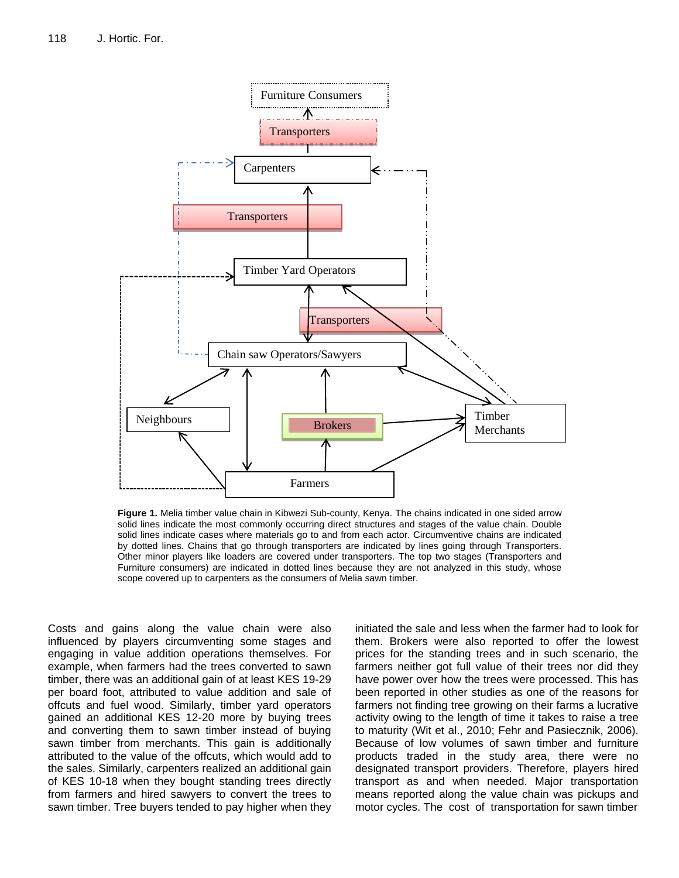Furniture Consumers

Transporters

Carpenters

Transporters

Timber Yard Operators

Transporters

Chain saw Operators/Sawyers

Neighbours

Brokers

Timber Merchants

Farmers

**Figure 1.** Melia timber value chain in Kibwezi Sub-county, Kenya. The chains indicated in one sided arrow solid lines indicate the most commonly occurring direct structures and stages of the value chain. Double solid lines indicate cases where materials go to and from each actor. Circumventive chains are indicated by dotted lines. Chains that go through transporters are indicated by lines going through Transporters. Other minor players like loaders are covered under transporters. The top two stages (Transporters and Furniture consumers) are indicated in dotted lines because they are not analyzed in this study, whose scope covered up to carpenters as the consumers of Melia sawn timber.

Costs and gains along the value chain were also influenced by players circumventing some stages and engaging in value addition operations themselves. For example, when farmers had the trees converted to sawn timber, there was an additional gain of at least KES 19-29 per board foot, attributed to value addition and sale of offcuts and fuel wood. Similarly, timber yard operators gained an additional KES 12-20 more by buying trees and converting them to sawn timber instead of buying sawn timber from merchants. This gain is additionally attributed to the value of the offcuts, which would add to the sales. Similarly, carpenters realized an additional gain of KES 10-18 when they bought standing trees directly from farmers and hired sawyers to convert the trees to sawn timber. Tree buyers tended to pay higher when they initiated the sale and less when the farmer had to look for them. Brokers were also reported to offer the lowest prices for the standing trees and in such scenario, the farmers neither got full value of their trees nor did they have power over how the trees were processed. This has been reported in other studies as one of the reasons for farmers not finding tree growing on their farms a lucrative activity owing to the length of time it takes to raise a tree to maturity (Wit et al., 2010; Fehr and Pasiecznik, 2006). Because of low volumes of sawn timber and furniture products traded in the study area, there were no designated transport providers. Therefore, players hired transport as and when needed. Major transportation means reported along the value chain was pickups and motor cycles. The cost of transportation for sawn timber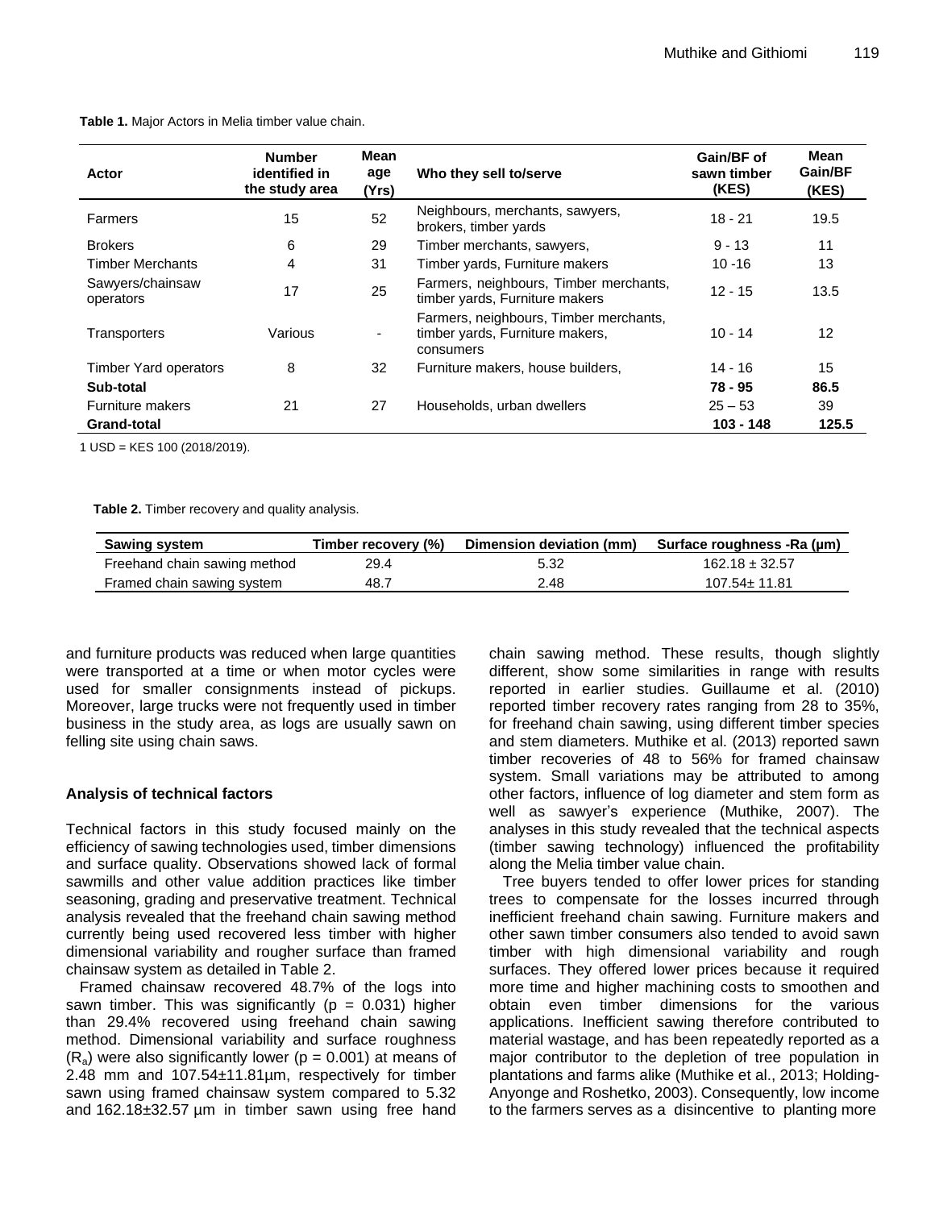**Table 1.** Major Actors in Melia timber value chain.

| Actor | Number identified in the study area | Mean age (Yrs) | Who they sell to/serve | Gain/BF of sawn timber (KES) | Mean Gain/BF (KES) |
|---|---|---|---|---|---|
| Farmers | 15 | 52 | Neighbours, merchants, sawyers, brokers, timber yards | 18 - 21 | 19.5 |
| Brokers | 6 | 29 | Timber merchants, sawyers, | 9 - 13 | 11 |
| Timber Merchants | 4 | 31 | Timber yards, Furniture makers | 10 -16 | 13 |
| Sawyers/chainsaw operators | 17 | 25 | Farmers, neighbours, Timber merchants, timber yards, Furniture makers | 12 - 15 | 13.5 |
| Transporters | Various | - | Farmers, neighbours, Timber merchants, timber yards, Furniture makers, consumers | 10 - 14 | 12 |
| Timber Yard operators | 8 | 32 | Furniture makers, house builders, | 14 - 16 | 15 |
| **Sub-total** | | | | **78 - 95** | **86.5** |
| Furniture makers | 21 | 27 | Households, urban dwellers | 25 – 53 | 39 |
| **Grand-total** | | | | **103 - 148** | **125.5** |

1 USD = KES 100 (2018/2019).

**Table 2.** Timber recovery and quality analysis.

| Sawing system | Timber recovery (%) | Dimension deviation (mm) | Surface roughness -Ra (μm) |
|---|---|---|---|
| Freehand chain sawing method | 29.4 | 5.32 | 162.18 ± 32.57 |
| Framed chain sawing system | 48.7 | 2.48 | 107.54± 11.81 |

and furniture products was reduced when large quantities were transported at a time or when motor cycles were used for smaller consignments instead of pickups. Moreover, large trucks were not frequently used in timber business in the study area, as logs are usually sawn on felling site using chain saws.

### Analysis of technical factors

Technical factors in this study focused mainly on the efficiency of sawing technologies used, timber dimensions and surface quality. Observations showed lack of formal sawmills and other value addition practices like timber seasoning, grading and preservative treatment. Technical analysis revealed that the freehand chain sawing method currently being used recovered less timber with higher dimensional variability and rougher surface than framed chainsaw system as detailed in Table 2.

Framed chainsaw recovered 48.7% of the logs into sawn timber. This was significantly ($p = 0.031$) higher than 29.4% recovered using freehand chain sawing method. Dimensional variability and surface roughness ($R_a$) were also significantly lower ($p = 0.001$) at means of 2.48 mm and 107.54±11.81μm, respectively for timber sawn using framed chainsaw system compared to 5.32 and 162.18±32.57 μm in timber sawn using free hand chain sawing method. These results, though slightly different, show some similarities in range with results reported in earlier studies. Guillaume et al. (2010) reported timber recovery rates ranging from 28 to 35%, for freehand chain sawing, using different timber species and stem diameters. Muthike et al. (2013) reported sawn timber recoveries of 48 to 56% for framed chainsaw system. Small variations may be attributed to among other factors, influence of log diameter and stem form as well as sawyer's experience (Muthike, 2007). The analyses in this study revealed that the technical aspects (timber sawing technology) influenced the profitability along the Melia timber value chain.

Tree buyers tended to offer lower prices for standing trees to compensate for the losses incurred through inefficient freehand chain sawing. Furniture makers and other sawn timber consumers also tended to avoid sawn timber with high dimensional variability and rough surfaces. They offered lower prices because it required more time and higher machining costs to smoothen and obtain even timber dimensions for the various applications. Inefficient sawing therefore contributed to material wastage, and has been repeatedly reported as a major contributor to the depletion of tree population in plantations and farms alike (Muthike et al., 2013; Holding-Anyonge and Roshetko, 2003). Consequently, low income to the farmers serves as a disincentive to planting more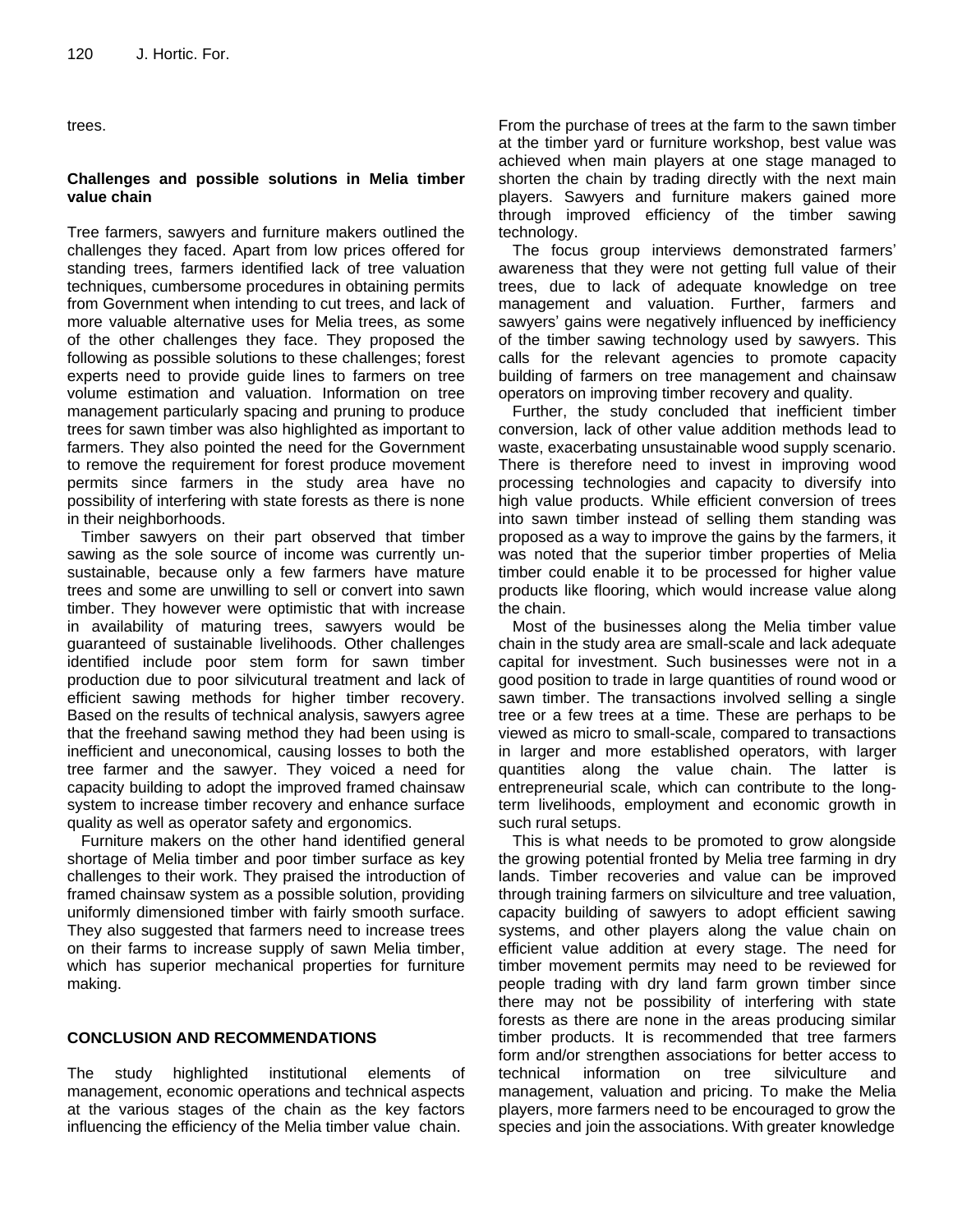trees.

### Challenges and possible solutions in Melia timber value chain

Tree farmers, sawyers and furniture makers outlined the challenges they faced. Apart from low prices offered for standing trees, farmers identified lack of tree valuation techniques, cumbersome procedures in obtaining permits from Government when intending to cut trees, and lack of more valuable alternative uses for Melia trees, as some of the other challenges they face. They proposed the following as possible solutions to these challenges; forest experts need to provide guide lines to farmers on tree volume estimation and valuation. Information on tree management particularly spacing and pruning to produce trees for sawn timber was also highlighted as important to farmers. They also pointed the need for the Government to remove the requirement for forest produce movement permits since farmers in the study area have no possibility of interfering with state forests as there is none in their neighborhoods.

Timber sawyers on their part observed that timber sawing as the sole source of income was currently un-sustainable, because only a few farmers have mature trees and some are unwilling to sell or convert into sawn timber. They however were optimistic that with increase in availability of maturing trees, sawyers would be guaranteed of sustainable livelihoods. Other challenges identified include poor stem form for sawn timber production due to poor silvicutural treatment and lack of efficient sawing methods for higher timber recovery. Based on the results of technical analysis, sawyers agree that the freehand sawing method they had been using is inefficient and uneconomical, causing losses to both the tree farmer and the sawyer. They voiced a need for capacity building to adopt the improved framed chainsaw system to increase timber recovery and enhance surface quality as well as operator safety and ergonomics.

Furniture makers on the other hand identified general shortage of Melia timber and poor timber surface as key challenges to their work. They praised the introduction of framed chainsaw system as a possible solution, providing uniformly dimensioned timber with fairly smooth surface. They also suggested that farmers need to increase trees on their farms to increase supply of sawn Melia timber, which has superior mechanical properties for furniture making.

## CONCLUSION AND RECOMMENDATIONS

The study highlighted institutional elements of management, economic operations and technical aspects at the various stages of the chain as the key factors influencing the efficiency of the Melia timber value chain. From the purchase of trees at the farm to the sawn timber at the timber yard or furniture workshop, best value was achieved when main players at one stage managed to shorten the chain by trading directly with the next main players. Sawyers and furniture makers gained more through improved efficiency of the timber sawing technology.

The focus group interviews demonstrated farmers' awareness that they were not getting full value of their trees, due to lack of adequate knowledge on tree management and valuation. Further, farmers and sawyers' gains were negatively influenced by inefficiency of the timber sawing technology used by sawyers. This calls for the relevant agencies to promote capacity building of farmers on tree management and chainsaw operators on improving timber recovery and quality.

Further, the study concluded that inefficient timber conversion, lack of other value addition methods lead to waste, exacerbating unsustainable wood supply scenario. There is therefore need to invest in improving wood processing technologies and capacity to diversify into high value products. While efficient conversion of trees into sawn timber instead of selling them standing was proposed as a way to improve the gains by the farmers, it was noted that the superior timber properties of Melia timber could enable it to be processed for higher value products like flooring, which would increase value along the chain.

Most of the businesses along the Melia timber value chain in the study area are small-scale and lack adequate capital for investment. Such businesses were not in a good position to trade in large quantities of round wood or sawn timber. The transactions involved selling a single tree or a few trees at a time. These are perhaps to be viewed as micro to small-scale, compared to transactions in larger and more established operators, with larger quantities along the value chain. The latter is entrepreneurial scale, which can contribute to the long-term livelihoods, employment and economic growth in such rural setups.

This is what needs to be promoted to grow alongside the growing potential fronted by Melia tree farming in dry lands. Timber recoveries and value can be improved through training farmers on silviculture and tree valuation, capacity building of sawyers to adopt efficient sawing systems, and other players along the value chain on efficient value addition at every stage. The need for timber movement permits may need to be reviewed for people trading with dry land farm grown timber since there may not be possibility of interfering with state forests as there are none in the areas producing similar timber products. It is recommended that tree farmers form and/or strengthen associations for better access to technical information on tree silviculture and management, valuation and pricing. To make the Melia players, more farmers need to be encouraged to grow the species and join the associations. With greater knowledge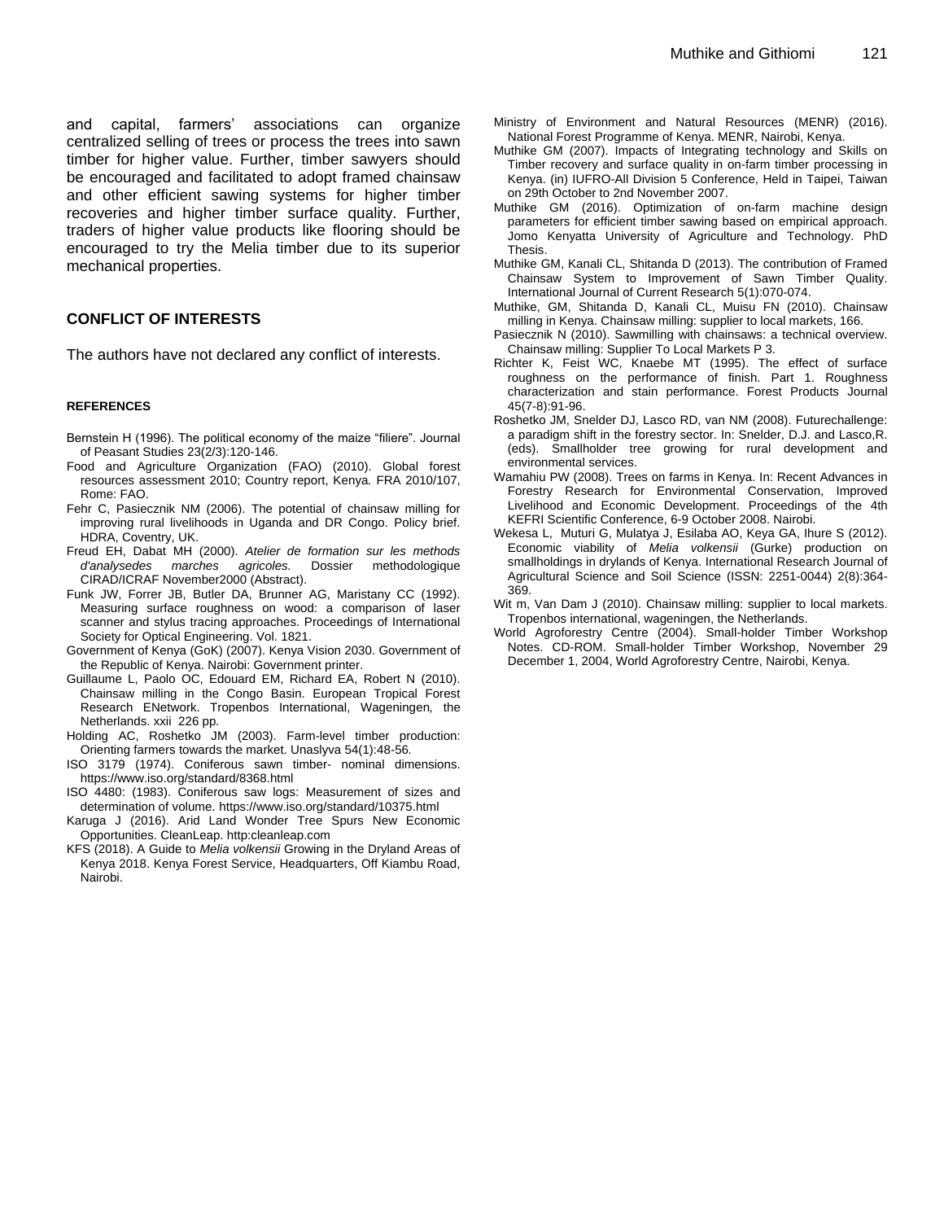and capital, farmers' associations can organize centralized selling of trees or process the trees into sawn timber for higher value. Further, timber sawyers should be encouraged and facilitated to adopt framed chainsaw and other efficient sawing systems for higher timber recoveries and higher timber surface quality. Further, traders of higher value products like flooring should be encouraged to try the Melia timber due to its superior mechanical properties.

## CONFLICT OF INTERESTS

The authors have not declared any conflict of interests.

## REFERENCES

Bernstein H (1996). The political economy of the maize "filiere". Journal of Peasant Studies 23(2/3):120-146.

Food and Agriculture Organization (FAO) (2010). Global forest resources assessment 2010; Country report, Kenya. FRA 2010/107, Rome: FAO.

Fehr C, Pasiecznik NM (2006). The potential of chainsaw milling for improving rural livelihoods in Uganda and DR Congo. Policy brief. HDRA, Coventry, UK.

Freud EH, Dabat MH (2000). *Atelier de formation sur les methods d'analysedes marches agricoles.* Dossier methodologique CIRAD/ICRAF November2000 (Abstract).

Funk JW, Forrer JB, Butler DA, Brunner AG, Maristany CC (1992). Measuring surface roughness on wood: a comparison of laser scanner and stylus tracing approaches. Proceedings of International Society for Optical Engineering. Vol. 1821.

Government of Kenya (GoK) (2007). Kenya Vision 2030. Government of the Republic of Kenya. Nairobi: Government printer.

Guillaume L, Paolo OC, Edouard EM, Richard EA, Robert N (2010). Chainsaw milling in the Congo Basin. European Tropical Forest Research ENetwork. Tropenbos International, Wageningen, the Netherlands. xxii 226 pp.

Holding AC, Roshetko JM (2003). Farm-level timber production: Orienting farmers towards the market. Unaslyva 54(1):48-56.

ISO 3179 (1974). Coniferous sawn timber- nominal dimensions. https://www.iso.org/standard/8368.html

ISO 4480: (1983). Coniferous saw logs: Measurement of sizes and determination of volume. https://www.iso.org/standard/10375.html

Karuga J (2016). Arid Land Wonder Tree Spurs New Economic Opportunities. CleanLeap. http:cleanleap.com

KFS (2018). A Guide to *Melia volkensii* Growing in the Dryland Areas of Kenya 2018. Kenya Forest Service, Headquarters, Off Kiambu Road, Nairobi.

Ministry of Environment and Natural Resources (MENR) (2016). National Forest Programme of Kenya. MENR, Nairobi, Kenya.

Muthike GM (2007). Impacts of Integrating technology and Skills on Timber recovery and surface quality in on-farm timber processing in Kenya. (in) IUFRO-All Division 5 Conference, Held in Taipei, Taiwan on 29th October to 2nd November 2007.

Muthike GM (2016). Optimization of on-farm machine design parameters for efficient timber sawing based on empirical approach. Jomo Kenyatta University of Agriculture and Technology. PhD Thesis.

Muthike GM, Kanali CL, Shitanda D (2013). The contribution of Framed Chainsaw System to Improvement of Sawn Timber Quality. International Journal of Current Research 5(1):070-074.

Muthike, GM, Shitanda D, Kanali CL, Muisu FN (2010). Chainsaw milling in Kenya. Chainsaw milling: supplier to local markets, 166.

Pasiecznik N (2010). Sawmilling with chainsaws: a technical overview. Chainsaw milling: Supplier To Local Markets P 3.

Richter K, Feist WC, Knaebe MT (1995). The effect of surface roughness on the performance of finish. Part 1. Roughness characterization and stain performance. Forest Products Journal 45(7-8):91-96.

Roshetko JM, Snelder DJ, Lasco RD, van NM (2008). Futurechallenge: a paradigm shift in the forestry sector. In: Snelder, D.J. and Lasco,R. (eds). Smallholder tree growing for rural development and environmental services.

Wamahiu PW (2008). Trees on farms in Kenya. In: Recent Advances in Forestry Research for Environmental Conservation, Improved Livelihood and Economic Development. Proceedings of the 4th KEFRI Scientific Conference, 6-9 October 2008. Nairobi.

Wekesa L, Muturi G, Mulatya J, Esilaba AO, Keya GA, Ihure S (2012). Economic viability of *Melia volkensii* (Gurke) production on smallholdings in drylands of Kenya. International Research Journal of Agricultural Science and Soil Science (ISSN: 2251-0044) 2(8):364-369.

Wit m, Van Dam J (2010). Chainsaw milling: supplier to local markets. Tropenbos international, wageningen, the Netherlands.

World Agroforestry Centre (2004). Small-holder Timber Workshop Notes. CD-ROM. Small-holder Timber Workshop, November 29 December 1, 2004, World Agroforestry Centre, Nairobi, Kenya.